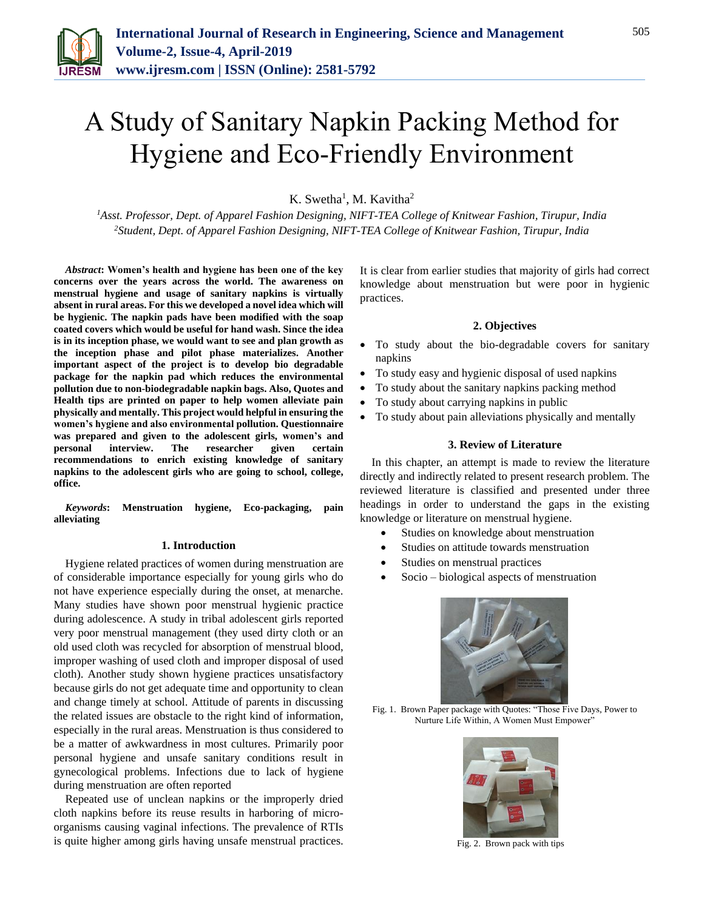# A Study of Sanitary Napkin Packing Method for Hygiene and Eco-Friendly Environment

K. Swetha[1], M. Kavitha[2]

[1]*Asst. Professor, Dept. of Apparel Fashion Designing, NIFT-TEA College of Knitwear Fashion, Tirupur, India*
[2]*Student, Dept. of Apparel Fashion Designing, NIFT-TEA College of Knitwear Fashion, Tirupur, India*

***Abstract*: Women's health and hygiene has been one of the key concerns over the years across the world. The awareness on menstrual hygiene and usage of sanitary napkins is virtually absent in rural areas. For this we developed a novel idea which will be hygienic. The napkin pads have been modified with the soap coated covers which would be useful for hand wash. Since the idea is in its inception phase, we would want to see and plan growth as the inception phase and pilot phase materializes. Another important aspect of the project is to develop bio degradable package for the napkin pad which reduces the environmental pollution due to non-biodegradable napkin bags. Also, Quotes and Health tips are printed on paper to help women alleviate pain physically and mentally. This project would helpful in ensuring the women's hygiene and also environmental pollution. Questionnaire was prepared and given to the adolescent girls, women's and personal interview. The researcher given certain recommendations to enrich existing knowledge of sanitary napkins to the adolescent girls who are going to school, college, office.**

***Keywords*: Menstruation hygiene, Eco-packaging, pain alleviating**

## 1. Introduction

Hygiene related practices of women during menstruation are of considerable importance especially for young girls who do not have experience especially during the onset, at menarche. Many studies have shown poor menstrual hygienic practice during adolescence. A study in tribal adolescent girls reported very poor menstrual management (they used dirty cloth or an old used cloth was recycled for absorption of menstrual blood, improper washing of used cloth and improper disposal of used cloth). Another study shown hygiene practices unsatisfactory because girls do not get adequate time and opportunity to clean and change timely at school. Attitude of parents in discussing the related issues are obstacle to the right kind of information, especially in the rural areas. Menstruation is thus considered to be a matter of awkwardness in most cultures. Primarily poor personal hygiene and unsafe sanitary conditions result in gynecological problems. Infections due to lack of hygiene during menstruation are often reported

Repeated use of unclean napkins or the improperly dried cloth napkins before its reuse results in harboring of micro-organisms causing vaginal infections. The prevalence of RTIs is quite higher among girls having unsafe menstrual practices. It is clear from earlier studies that majority of girls had correct knowledge about menstruation but were poor in hygienic practices.

## 2. Objectives

- To study about the bio-degradable covers for sanitary napkins
- To study easy and hygienic disposal of used napkins
- To study about the sanitary napkins packing method
- To study about carrying napkins in public
- To study about pain alleviations physically and mentally

## 3. Review of Literature

In this chapter, an attempt is made to review the literature directly and indirectly related to present research problem. The reviewed literature is classified and presented under three headings in order to understand the gaps in the existing knowledge or literature on menstrual hygiene.

- Studies on knowledge about menstruation
- Studies on attitude towards menstruation
- Studies on menstrual practices
- Socio – biological aspects of menstruation

Fig. 1. Brown Paper package with Quotes: "Those Five Days, Power to Nurture Life Within, A Women Must Empower"

Fig. 2. Brown pack with tips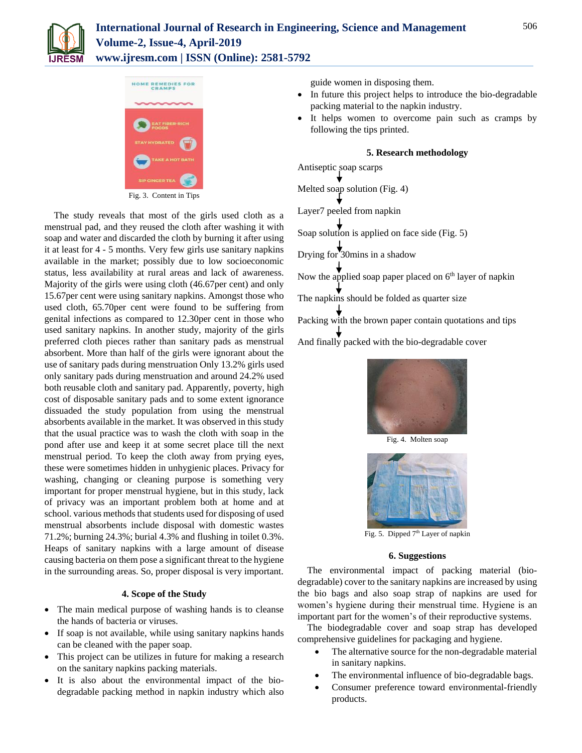Fig. 3. Content in Tips

The study reveals that most of the girls used cloth as a menstrual pad, and they reused the cloth after washing it with soap and water and discarded the cloth by burning it after using it at least for 4 - 5 months. Very few girls use sanitary napkins available in the market; possibly due to low socioeconomic status, less availability at rural areas and lack of awareness. Majority of the girls were using cloth (46.67per cent) and only 15.67per cent were using sanitary napkins. Amongst those who used cloth, 65.70per cent were found to be suffering from genital infections as compared to 12.30per cent in those who used sanitary napkins. In another study, majority of the girls preferred cloth pieces rather than sanitary pads as menstrual absorbent. More than half of the girls were ignorant about the use of sanitary pads during menstruation Only 13.2% girls used only sanitary pads during menstruation and around 24.2% used both reusable cloth and sanitary pad. Apparently, poverty, high cost of disposable sanitary pads and to some extent ignorance dissuaded the study population from using the menstrual absorbents available in the market. It was observed in this study that the usual practice was to wash the cloth with soap in the pond after use and keep it at some secret place till the next menstrual period. To keep the cloth away from prying eyes, these were sometimes hidden in unhygienic places. Privacy for washing, changing or cleaning purpose is something very important for proper menstrual hygiene, but in this study, lack of privacy was an important problem both at home and at school. various methods that students used for disposing of used menstrual absorbents include disposal with domestic wastes 71.2%; burning 24.3%; burial 4.3% and flushing in toilet 0.3%. Heaps of sanitary napkins with a large amount of disease causing bacteria on them pose a significant threat to the hygiene in the surrounding areas. So, proper disposal is very important.

## 4. Scope of the Study

- The main medical purpose of washing hands is to cleanse the hands of bacteria or viruses.
- If soap is not available, while using sanitary napkins hands can be cleaned with the paper soap.
- This project can be utilizes in future for making a research on the sanitary napkins packing materials.
- It is also about the environmental impact of the bio-degradable packing method in napkin industry which also guide women in disposing them.
- In future this project helps to introduce the bio-degradable packing material to the napkin industry.
- It helps women to overcome pain such as cramps by following the tips printed.

## 5. Research methodology

Antiseptic soap scarps
↓
Melted soap solution (Fig. 4)
↓
Layer7 peeled from napkin
↓
Soap solution is applied on face side (Fig. 5)
↓
Drying for 30mins in a shadow
↓
Now the applied soap paper placed on 6th layer of napkin
↓
The napkins should be folded as quarter size
↓
Packing with the brown paper contain quotations and tips
↓
And finally packed with the bio-degradable cover

Fig. 4. Molten soap

Fig. 5. Dipped 7th Layer of napkin

## 6. Suggestions

The environmental impact of packing material (bio-degradable) cover to the sanitary napkins are increased by using the bio bags and also soap strap of napkins are used for women's hygiene during their menstrual time. Hygiene is an important part for the women's of their reproductive systems.

The biodegradable cover and soap strap has developed comprehensive guidelines for packaging and hygiene.

- The alternative source for the non-degradable material in sanitary napkins.
- The environmental influence of bio-degradable bags.
- Consumer preference toward environmental-friendly products.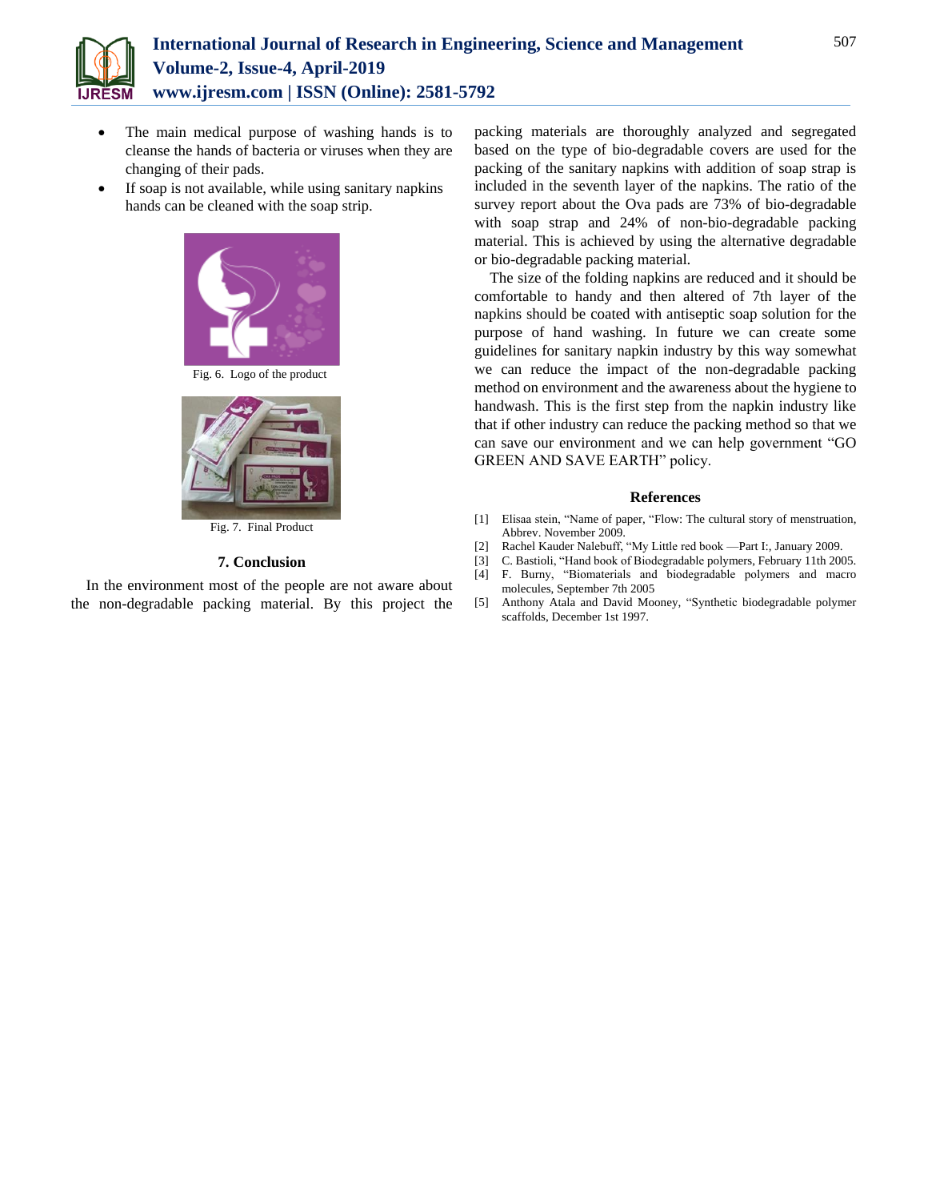- The main medical purpose of washing hands is to cleanse the hands of bacteria or viruses when they are changing of their pads.
- If soap is not available, while using sanitary napkins hands can be cleaned with the soap strip.

Fig. 6. Logo of the product

Fig. 7. Final Product

## 7. Conclusion

In the environment most of the people are not aware about the non-degradable packing material. By this project the packing materials are thoroughly analyzed and segregated based on the type of bio-degradable covers are used for the packing of the sanitary napkins with addition of soap strap is included in the seventh layer of the napkins. The ratio of the survey report about the Ova pads are 73% of bio-degradable with soap strap and 24% of non-bio-degradable packing material. This is achieved by using the alternative degradable or bio-degradable packing material.

The size of the folding napkins are reduced and it should be comfortable to handy and then altered of 7th layer of the napkins should be coated with antiseptic soap solution for the purpose of hand washing. In future we can create some guidelines for sanitary napkin industry by this way somewhat we can reduce the impact of the non-degradable packing method on environment and the awareness about the hygiene to handwash. This is the first step from the napkin industry like that if other industry can reduce the packing method so that we can save our environment and we can help government "GO GREEN AND SAVE EARTH" policy.

## References

[1] Elisaa stein, "Name of paper, "Flow: The cultural story of menstruation, Abbrev. November 2009.

[2] Rachel Kauder Nalebuff, "My Little red book —Part I:, January 2009.

[3] C. Bastioli, "Hand book of Biodegradable polymers, February 11th 2005.

[4] F. Burny, "Biomaterials and biodegradable polymers and macro molecules, September 7th 2005

[5] Anthony Atala and David Mooney, "Synthetic biodegradable polymer scaffolds, December 1st 1997.